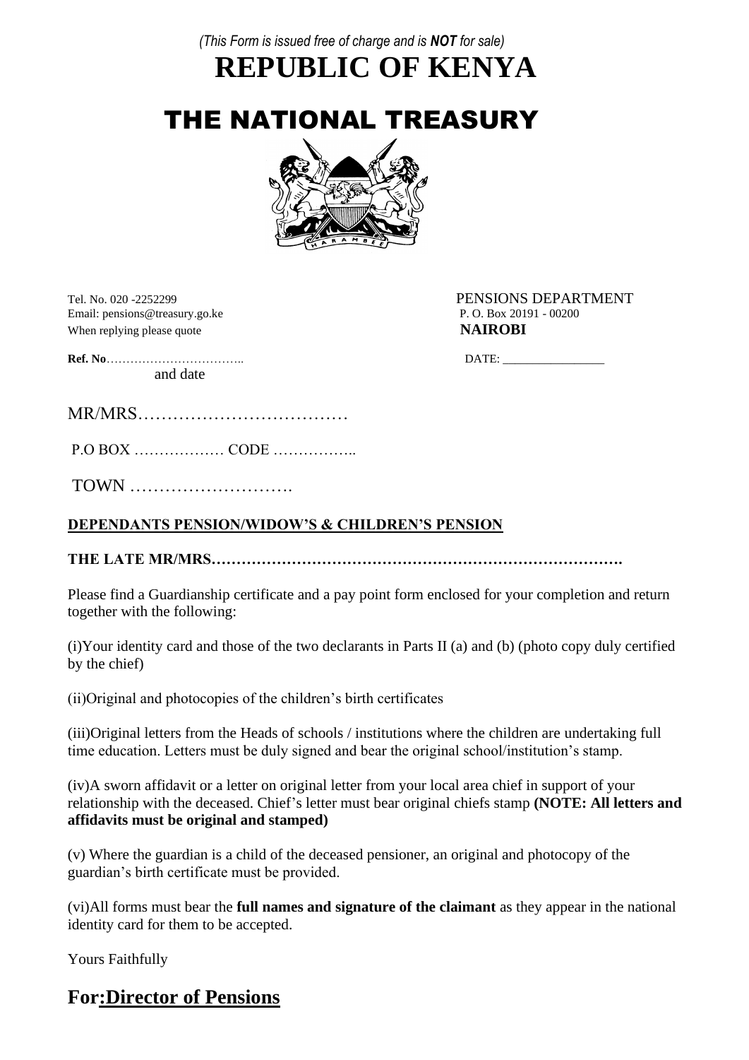*(This Form is issued free of charge and is **NOT** for sale)*

# REPUBLIC OF KENYA

# THE NATIONAL TREASURY

Tel. No. 020 -2252299
Email: pensions@treasury.go.ke
When replying please quote

PENSIONS DEPARTMENT
P. O. Box 20191 - 00200
**NAIROBI**

**Ref. No**……………………………..
and date

DATE: ________________

MR/MRS………………………………

P.O BOX ……………… CODE ……………..

TOWN ……………………….

**DEPENDANTS PENSION/WIDOW'S & CHILDREN'S PENSION**

**THE LATE MR/MRS……………………………………………………………………….**

Please find a Guardianship certificate and a pay point form enclosed for your completion and return together with the following:

(i)Your identity card and those of the two declarants in Parts II (a) and (b) (photo copy duly certified by the chief)

(ii)Original and photocopies of the children's birth certificates

(iii)Original letters from the Heads of schools / institutions where the children are undertaking full time education. Letters must be duly signed and bear the original school/institution's stamp.

(iv)A sworn affidavit or a letter on original letter from your local area chief in support of your relationship with the deceased. Chief's letter must bear original chiefs stamp **(NOTE: All letters and affidavits must be original and stamped)**

(v) Where the guardian is a child of the deceased pensioner, an original and photocopy of the guardian's birth certificate must be provided.

(vi)All forms must bear the **full names and signature of the claimant** as they appear in the national identity card for them to be accepted.

Yours Faithfully

## For:Director of Pensions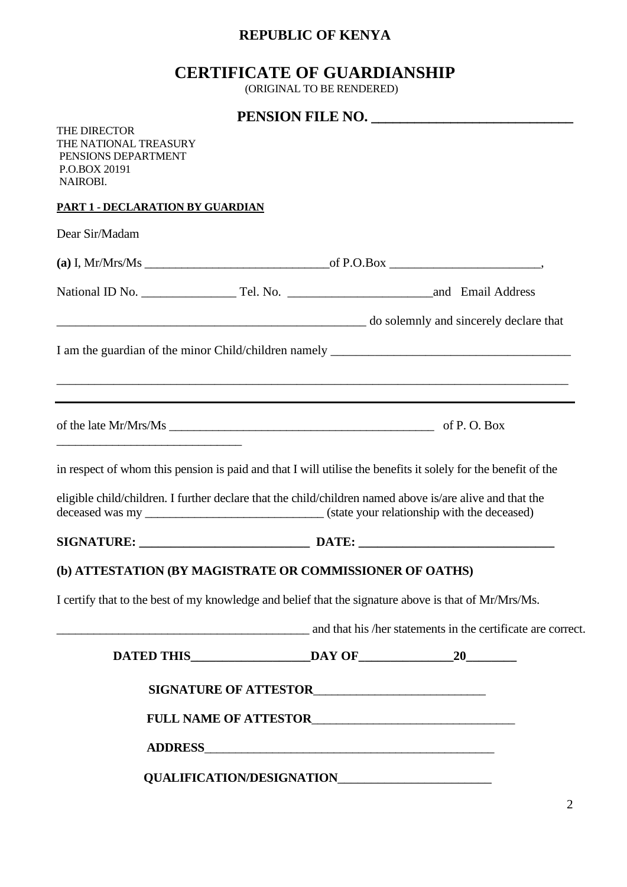**REPUBLIC OF KENYA**

# CERTIFICATE OF GUARDIANSHIP

(ORIGINAL TO BE RENDERED)

**PENSION FILE NO. ___________________________**

THE DIRECTOR
THE NATIONAL TREASURY
PENSIONS DEPARTMENT
P.O.BOX 20191
NAIROBI.

**PART 1 - DECLARATION BY GUARDIAN**

Dear Sir/Madam

**(a)** I, Mr/Mrs/Ms ______________________________of P.O.Box ________________________,

National ID No. _______________ Tel. No. _______________________and Email Address

___________________________________________________ do solemnly and sincerely declare that

I am the guardian of the minor Child/children namely ______________________________________

_________________________________________________________________________________

---

of the late Mr/Mrs/Ms ___________________________________________ of P. O. Box

______________________________

in respect of whom this pension is paid and that I will utilise the benefits it solely for the benefit of the

eligible child/children. I further declare that the child/children named above is/are alive and that the deceased was my _____________________________ (state your relationship with the deceased)

**SIGNATURE: ___________________________ DATE: _______________________________**

**(b) ATTESTATION (BY MAGISTRATE OR COMMISSIONER OF OATHS)**

I certify that to the best of my knowledge and belief that the signature above is that of Mr/Mrs/Ms.

_________________________________________ and that his /her statements in the certificate are correct.

**DATED THIS___________________DAY OF_______________20________**

**SIGNATURE OF ATTESTOR**___________________________

**FULL NAME OF ATTESTOR**_________________________________

**ADDRESS**_______________________________________________

**QUALIFICATION/DESIGNATION**________________________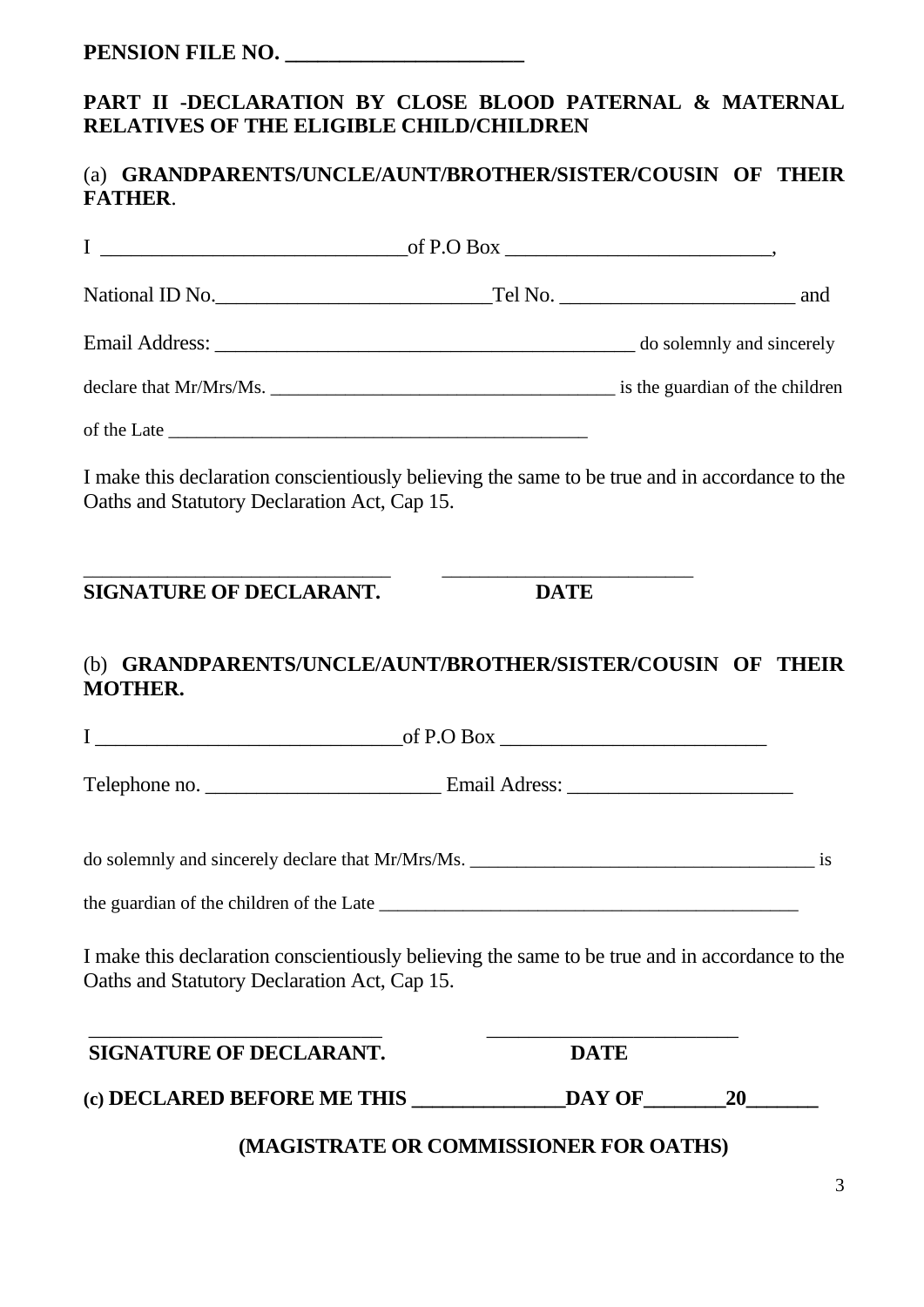**PENSION FILE NO. ______________________**

**PART II -DECLARATION BY CLOSE BLOOD PATERNAL & MATERNAL RELATIVES OF THE ELIGIBLE CHILD/CHILDREN**

(a) **GRANDPARENTS/UNCLE/AUNT/BROTHER/SISTER/COUSIN OF THEIR FATHER**.

I ______________________________of P.O Box __________________________,

National ID No.__________________________Tel No. _______________________ and

Email Address: __________________________________________ do solemnly and sincerely

declare that Mr/Mrs/Ms. ____________________________________ is the guardian of the children

of the Late ____________________________________________

I make this declaration conscientiously believing the same to be true and in accordance to the Oaths and Statutory Declaration Act, Cap 15.

______________________________ _________________________

**SIGNATURE OF DECLARANT. DATE**

(b) **GRANDPARENTS/UNCLE/AUNT/BROTHER/SISTER/COUSIN OF THEIR MOTHER.**

I ______________________________of P.O Box __________________________

Telephone no. _______________________ Email Adress: ______________________

do solemnly and sincerely declare that Mr/Mrs/Ms. ____________________________________ is

the guardian of the children of the Late ____________________________________________

I make this declaration conscientiously believing the same to be true and in accordance to the Oaths and Statutory Declaration Act, Cap 15.

______________________________ _________________________

**SIGNATURE OF DECLARANT. DATE**

**(c) DECLARED BEFORE ME THIS ______________DAY OF________20_______**

**(MAGISTRATE OR COMMISSIONER FOR OATHS)**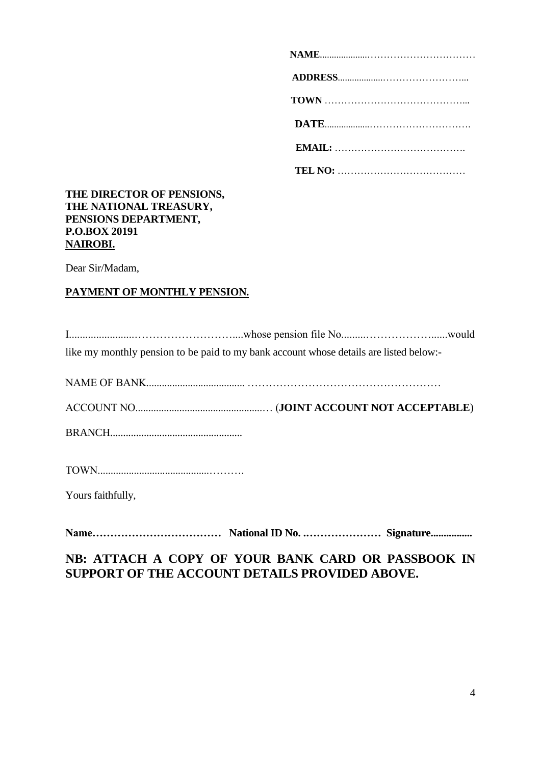**NAME**....................……………………………

**ADDRESS**...................……………………...

**TOWN** ……………………………………...

**DATE**...................………………………….

**EMAIL:** ………………………………….

**TEL NO:** …………………………………

**THE DIRECTOR OF PENSIONS,**
**THE NATIONAL TREASURY,**
**PENSIONS DEPARTMENT,**
**P.O.BOX 20191**
**NAIROBI.**

Dear Sir/Madam,

**PAYMENT OF MONTHLY PENSION.**

I.......................……………………….....whose pension file No.........………………......would like my monthly pension to be paid to my bank account whose details are listed below:-

NAME OF BANK...................................... ………………………………………………

ACCOUNT NO..................................................… (**JOINT ACCOUNT NOT ACCEPTABLE**)

BRANCH...................................................

TOWN..........................................……….

Yours faithfully,

**Name……………………………… National ID No. ..………………… Signature................**

**NB: ATTACH A COPY OF YOUR BANK CARD OR PASSBOOK IN SUPPORT OF THE ACCOUNT DETAILS PROVIDED ABOVE.**